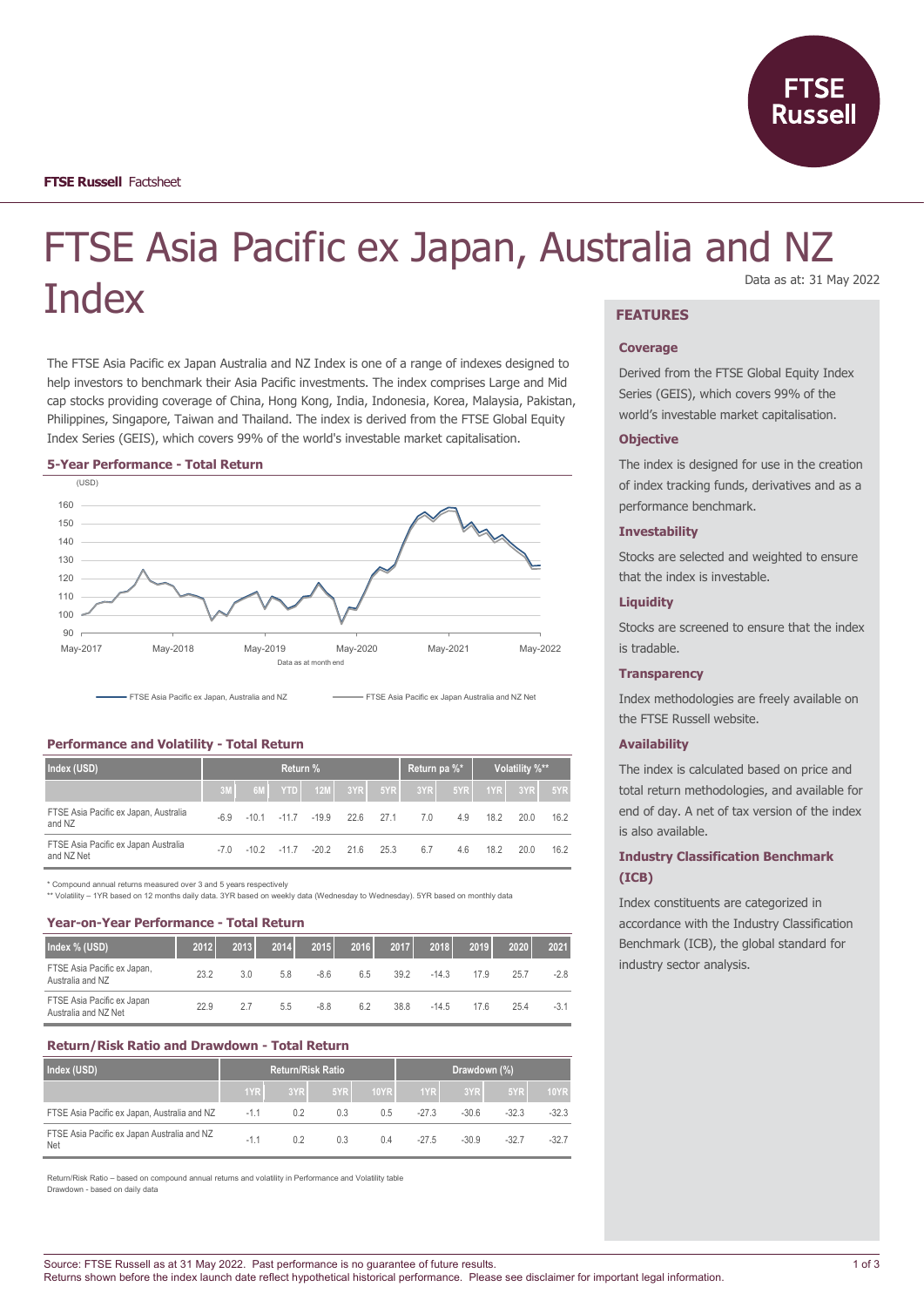FTSE Russell

**FTSE Russell** Factsheet

# FTSE Asia Pacific ex Japan, Australia and NZ Index

Data as at: 31 May 2022

The FTSE Asia Pacific ex Japan Australia and NZ Index is one of a range of indexes designed to help investors to benchmark their Asia Pacific investments. The index comprises Large and Mid cap stocks providing coverage of China, Hong Kong, India, Indonesia, Korea, Malaysia, Pakistan, Philippines, Singapore, Taiwan and Thailand. The index is derived from the FTSE Global Equity Index Series (GEIS), which covers 99% of the world's investable market capitalisation.

### 5-Year Performance - Total Return

(USD)

160
150
140
130
120
110
100
90

May-2017 May-2018 May-2019 May-2020 May-2021 May-2022

Data as at month end

FTSE Asia Pacific ex Japan, Australia and NZ — FTSE Asia Pacific ex Japan Australia and NZ Net

### Performance and Volatility - Total Return

| Index (USD) | Return % | | | | | | Return pa %* | | Volatility %** | | |
|---|---|---|---|---|---|---|---|---|---|---|---|
| | 3M | 6M | YTD | 12M | 3YR | 5YR | 3YR | 5YR | 1YR | 3YR | 5YR |
| FTSE Asia Pacific ex Japan, Australia and NZ | -6.9 | -10.1 | -11.7 | -19.9 | 22.6 | 27.1 | 7.0 | 4.9 | 18.2 | 20.0 | 16.2 |
| FTSE Asia Pacific ex Japan Australia and NZ Net | -7.0 | -10.2 | -11.7 | -20.2 | 21.6 | 25.3 | 6.7 | 4.6 | 18.2 | 20.0 | 16.2 |

\* Compound annual returns measured over 3 and 5 years respectively
\** Volatility – 1YR based on 12 months daily data. 3YR based on weekly data (Wednesday to Wednesday). 5YR based on monthly data

### Year-on-Year Performance - Total Return

| Index % (USD) | 2012 | 2013 | 2014 | 2015 | 2016 | 2017 | 2018 | 2019 | 2020 | 2021 |
|---|---|---|---|---|---|---|---|---|---|---|
| FTSE Asia Pacific ex Japan, Australia and NZ | 23.2 | 3.0 | 5.8 | -8.6 | 6.5 | 39.2 | -14.3 | 17.9 | 25.7 | -2.8 |
| FTSE Asia Pacific ex Japan Australia and NZ Net | 22.9 | 2.7 | 5.5 | -8.8 | 6.2 | 38.8 | -14.5 | 17.6 | 25.4 | -3.1 |

### Return/Risk Ratio and Drawdown - Total Return

| Index (USD) | Return/Risk Ratio | | | | Drawdown (%) | | | |
|---|---|---|---|---|---|---|---|---|
| | 1YR | 3YR | 5YR | 10YR | 1YR | 3YR | 5YR | 10YR |
| FTSE Asia Pacific ex Japan, Australia and NZ | -1.1 | 0.2 | 0.3 | 0.5 | -27.3 | -30.6 | -32.3 | -32.3 |
| FTSE Asia Pacific ex Japan Australia and NZ Net | -1.1 | 0.2 | 0.3 | 0.4 | -27.5 | -30.9 | -32.7 | -32.7 |

Return/Risk Ratio – based on compound annual returns and volatility in Performance and Volatility table
Drawdown - based on daily data

## FEATURES

### Coverage

Derived from the FTSE Global Equity Index Series (GEIS), which covers 99% of the world's investable market capitalisation.

### Objective

The index is designed for use in the creation of index tracking funds, derivatives and as a performance benchmark.

### Investability

Stocks are selected and weighted to ensure that the index is investable.

### Liquidity

Stocks are screened to ensure that the index is tradable.

### Transparency

Index methodologies are freely available on the FTSE Russell website.

### Availability

The index is calculated based on price and total return methodologies, and available for end of day. A net of tax version of the index is also available.

### Industry Classification Benchmark (ICB)

Index constituents are categorized in accordance with the Industry Classification Benchmark (ICB), the global standard for industry sector analysis.

Source: FTSE Russell as at 31 May 2022. Past performance is no guarantee of future results.
Returns shown before the index launch date reflect hypothetical historical performance. Please see disclaimer for important legal information.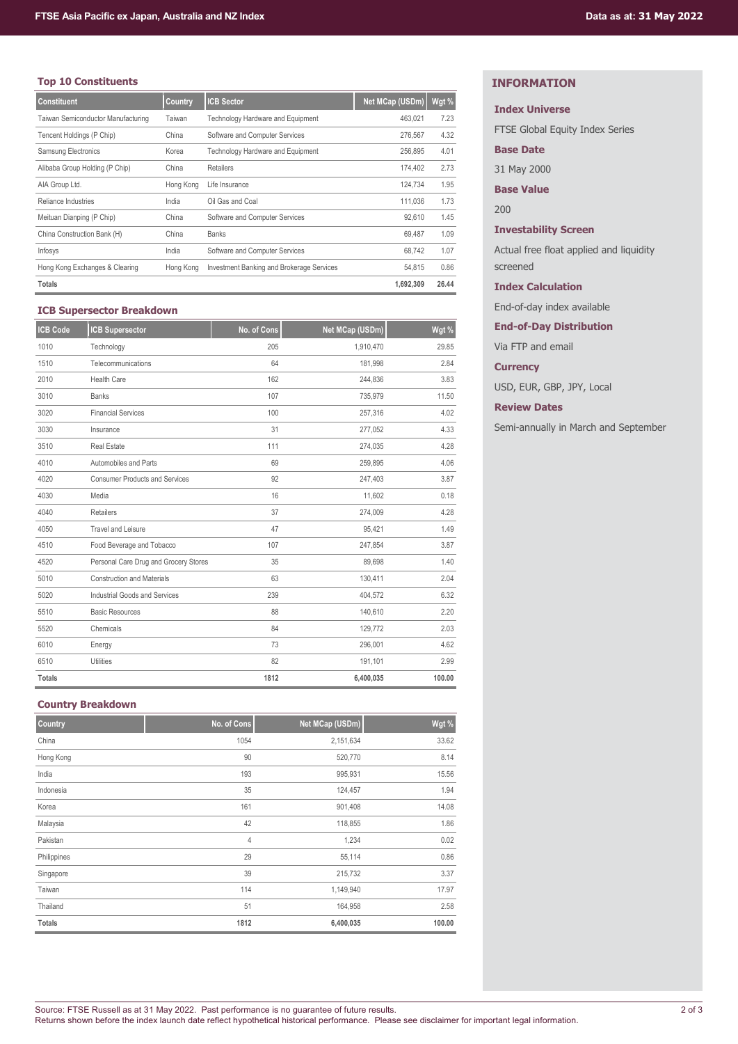## Top 10 Constituents

| Constituent | Country | ICB Sector | Net MCap (USDm) | Wgt % |
|---|---|---|---|---|
| Taiwan Semiconductor Manufacturing | Taiwan | Technology Hardware and Equipment | 463,021 | 7.23 |
| Tencent Holdings (P Chip) | China | Software and Computer Services | 276,567 | 4.32 |
| Samsung Electronics | Korea | Technology Hardware and Equipment | 256,895 | 4.01 |
| Alibaba Group Holding (P Chip) | China | Retailers | 174,402 | 2.73 |
| AIA Group Ltd. | Hong Kong | Life Insurance | 124,734 | 1.95 |
| Reliance Industries | India | Oil Gas and Coal | 111,036 | 1.73 |
| Meituan Dianping (P Chip) | China | Software and Computer Services | 92,610 | 1.45 |
| China Construction Bank (H) | China | Banks | 69,487 | 1.09 |
| Infosys | India | Software and Computer Services | 68,742 | 1.07 |
| Hong Kong Exchanges & Clearing | Hong Kong | Investment Banking and Brokerage Services | 54,815 | 0.86 |
| **Totals** | | | **1,692,309** | **26.44** |

## ICB Supersector Breakdown

| ICB Code | ICB Supersector | No. of Cons | Net MCap (USDm) | Wgt % |
|---|---|---|---|---|
| 1010 | Technology | 205 | 1,910,470 | 29.85 |
| 1510 | Telecommunications | 64 | 181,998 | 2.84 |
| 2010 | Health Care | 162 | 244,836 | 3.83 |
| 3010 | Banks | 107 | 735,979 | 11.50 |
| 3020 | Financial Services | 100 | 257,316 | 4.02 |
| 3030 | Insurance | 31 | 277,052 | 4.33 |
| 3510 | Real Estate | 111 | 274,035 | 4.28 |
| 4010 | Automobiles and Parts | 69 | 259,895 | 4.06 |
| 4020 | Consumer Products and Services | 92 | 247,403 | 3.87 |
| 4030 | Media | 16 | 11,602 | 0.18 |
| 4040 | Retailers | 37 | 274,009 | 4.28 |
| 4050 | Travel and Leisure | 47 | 95,421 | 1.49 |
| 4510 | Food Beverage and Tobacco | 107 | 247,854 | 3.87 |
| 4520 | Personal Care Drug and Grocery Stores | 35 | 89,698 | 1.40 |
| 5010 | Construction and Materials | 63 | 130,411 | 2.04 |
| 5020 | Industrial Goods and Services | 239 | 404,572 | 6.32 |
| 5510 | Basic Resources | 88 | 140,610 | 2.20 |
| 5520 | Chemicals | 84 | 129,772 | 2.03 |
| 6010 | Energy | 73 | 296,001 | 4.62 |
| 6510 | Utilities | 82 | 191,101 | 2.99 |
| **Totals** | | **1812** | **6,400,035** | **100.00** |

## Country Breakdown

| Country | No. of Cons | Net MCap (USDm) | Wgt % |
|---|---|---|---|
| China | 1054 | 2,151,634 | 33.62 |
| Hong Kong | 90 | 520,770 | 8.14 |
| India | 193 | 995,931 | 15.56 |
| Indonesia | 35 | 124,457 | 1.94 |
| Korea | 161 | 901,408 | 14.08 |
| Malaysia | 42 | 118,855 | 1.86 |
| Pakistan | 4 | 1,234 | 0.02 |
| Philippines | 29 | 55,114 | 0.86 |
| Singapore | 39 | 215,732 | 3.37 |
| Taiwan | 114 | 1,149,940 | 17.97 |
| Thailand | 51 | 164,958 | 2.58 |
| **Totals** | **1812** | **6,400,035** | **100.00** |

## INFORMATION

### Index Universe

FTSE Global Equity Index Series

### Base Date

31 May 2000

### Base Value

200

### Investability Screen

Actual free float applied and liquidity screened

### Index Calculation

End-of-day index available

### End-of-Day Distribution

Via FTP and email

### Currency

USD, EUR, GBP, JPY, Local

### Review Dates

Semi-annually in March and September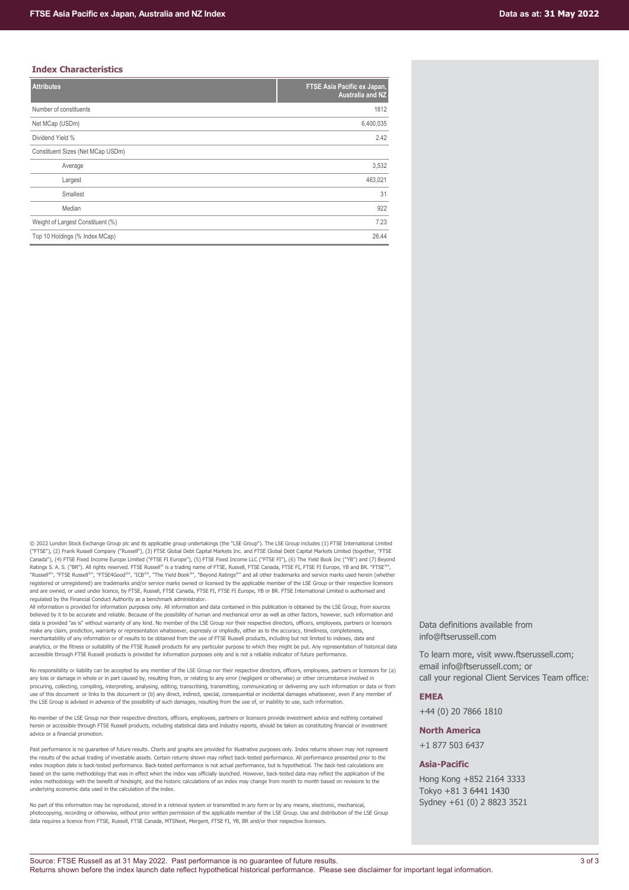## Index Characteristics

| Attributes | FTSE Asia Pacific ex Japan, Australia and NZ |
|---|---|
| Number of constituents | 1812 |
| Net MCap (USDm) | 6,400,035 |
| Dividend Yield % | 2.42 |
| Constituent Sizes (Net MCap USDm) | |
| Average | 3,532 |
| Largest | 463,021 |
| Smallest | 31 |
| Median | 922 |
| Weight of Largest Constituent (%) | 7.23 |
| Top 10 Holdings (% Index MCap) | 26.44 |

© 2022 London Stock Exchange Group plc and its applicable group undertakings (the "LSE Group"). The LSE Group includes (1) FTSE International Limited ("FTSE"), (2) Frank Russell Company ("Russell"), (3) FTSE Global Debt Capital Markets Inc. and FTSE Global Debt Capital Markets Limited (together, "FTSE Canada"), (4) FTSE Fixed Income Europe Limited ("FTSE FI Europe"), (5) FTSE Fixed Income LLC ("FTSE FI"), (6) The Yield Book Inc ("YB") and (7) Beyond Ratings S. A. S. ("BR"). All rights reserved. FTSE Russell® is a trading name of FTSE, Russell, FTSE Canada, FTSE FI, FTSE FI Europe, YB and BR. "FTSE®", "Russell®", "FTSE Russell®", "FTSE4Good®", "ICB®", "The Yield Book®", "Beyond Ratings®" and all other trademarks and service marks used herein (whether registered or unregistered) are trademarks and/or service marks owned or licensed by the applicable member of the LSE Group or their respective licensors and are owned, or used under licence, by FTSE, Russell, FTSE Canada, FTSE FI, FTSE FI Europe, YB or BR. FTSE International Limited is authorised and regulated by the Financial Conduct Authority as a benchmark administrator.

All information is provided for information purposes only. All information and data contained in this publication is obtained by the LSE Group, from sources believed by it to be accurate and reliable. Because of the possibility of human and mechanical error as well as other factors, however, such information and data is provided "as is" without warranty of any kind. No member of the LSE Group nor their respective directors, officers, employees, partners or licensors make any claim, prediction, warranty or representation whatsoever, expressly or impliedly, either as to the accuracy, timeliness, completeness, merchantability of any information or of results to be obtained from the use of FTSE Russell products, including but not limited to indexes, data and analytics, or the fitness or suitability of the FTSE Russell products for any particular purpose to which they might be put. Any representation of historical data accessible through FTSE Russell products is provided for information purposes only and is not a reliable indicator of future performance.

No responsibility or liability can be accepted by any member of the LSE Group nor their respective directors, officers, employees, partners or licensors for (a) any loss or damage in whole or in part caused by, resulting from, or relating to any error (negligent or otherwise) or other circumstance involved in procuring, collecting, compiling, interpreting, analysing, editing, transcribing, transmitting, communicating or delivering any such information or data or from use of this document or links to this document or (b) any direct, indirect, special, consequential or incidental damages whatsoever, even if any member of the LSE Group is advised in advance of the possibility of such damages, resulting from the use of, or inability to use, such information.

No member of the LSE Group nor their respective directors, officers, employees, partners or licensors provide investment advice and nothing contained herein or accessible through FTSE Russell products, including statistical data and industry reports, should be taken as constituting financial or investment advice or a financial promotion.

Past performance is no guarantee of future results. Charts and graphs are provided for illustrative purposes only. Index returns shown may not represent the results of the actual trading of investable assets. Certain returns shown may reflect back-tested performance. All performance presented prior to the index inception date is back-tested performance. Back-tested performance is not actual performance, but is hypothetical. The back-test calculations are based on the same methodology that was in effect when the index was officially launched. However, back-tested data may reflect the application of the index methodology with the benefit of hindsight, and the historic calculations of an index may change from month to month based on revisions to the underlying economic data used in the calculation of the index.

No part of this information may be reproduced, stored in a retrieval system or transmitted in any form or by any means, electronic, mechanical, photocopying, recording or otherwise, without prior written permission of the applicable member of the LSE Group. Use and distribution of the LSE Group data requires a licence from FTSE, Russell, FTSE Canada, MTSNext, Mergent, FTSE FI, YB, BR and/or their respective licensors.

Data definitions available from info@ftserussell.com

To learn more, visit www.ftserussell.com; email info@ftserussell.com; or call your regional Client Services Team office:

### EMEA

+44 (0) 20 7866 1810

### North America

+1 877 503 6437

### Asia-Pacific

Hong Kong +852 2164 3333
Tokyo +81 3 6441 1430
Sydney +61 (0) 2 8823 3521

Source: FTSE Russell as at 31 May 2022. Past performance is no guarantee of future results.
Returns shown before the index launch date reflect hypothetical historical performance. Please see disclaimer for important legal information.